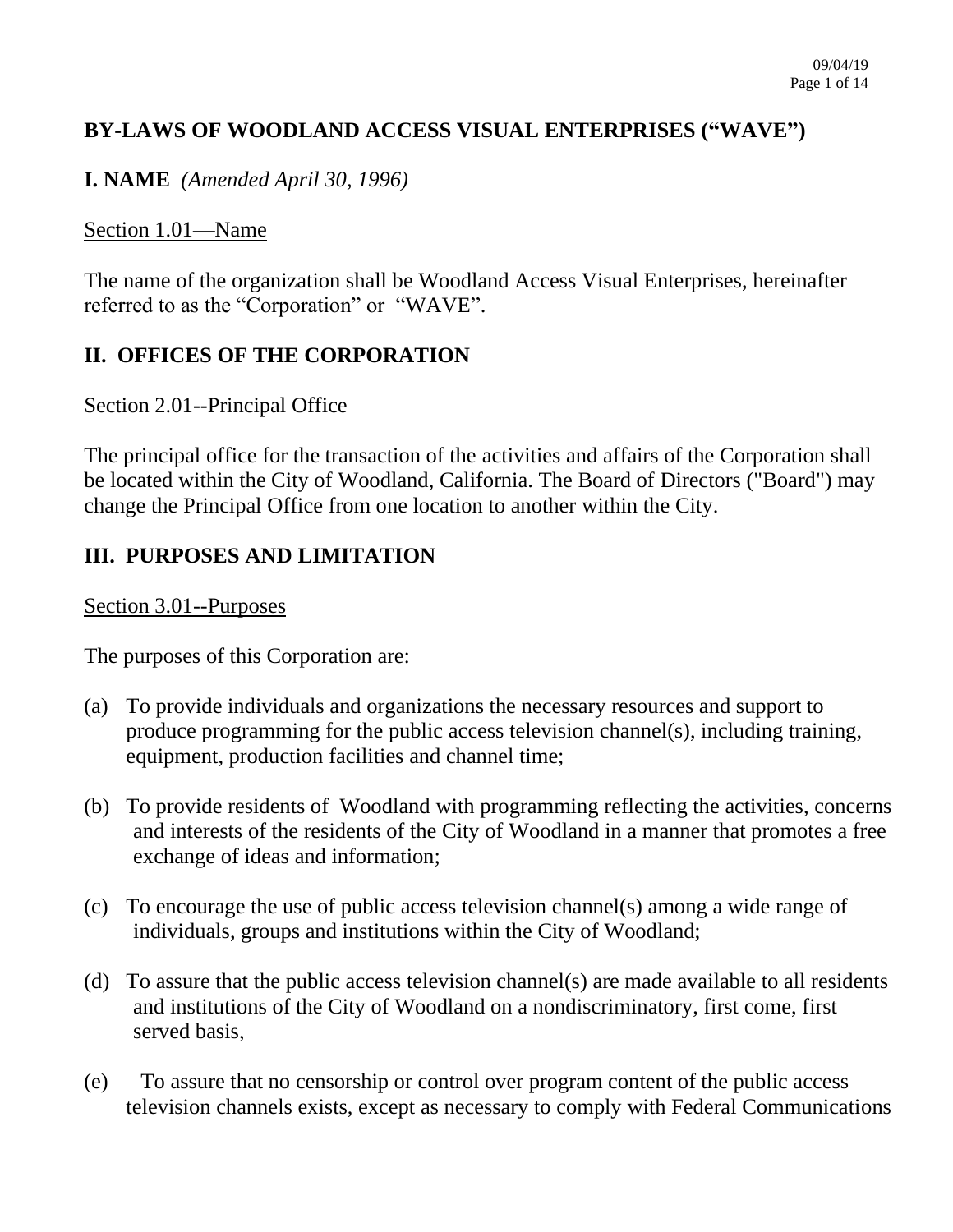# BY-LAWS OF WOODLAND ACCESS VISUAL ENTERPRISES ("WAVE")

## I. NAME *(Amended April 30, 1996)*

Section 1.01—Name

The name of the organization shall be Woodland Access Visual Enterprises, hereinafter referred to as the "Corporation" or "WAVE".

## II. OFFICES OF THE CORPORATION

Section 2.01--Principal Office

The principal office for the transaction of the activities and affairs of the Corporation shall be located within the City of Woodland, California. The Board of Directors ("Board") may change the Principal Office from one location to another within the City.

## III. PURPOSES AND LIMITATION

Section 3.01--Purposes

The purposes of this Corporation are:

(a) To provide individuals and organizations the necessary resources and support to produce programming for the public access television channel(s), including training, equipment, production facilities and channel time;

(b) To provide residents of Woodland with programming reflecting the activities, concerns and interests of the residents of the City of Woodland in a manner that promotes a free exchange of ideas and information;

(c) To encourage the use of public access television channel(s) among a wide range of individuals, groups and institutions within the City of Woodland;

(d) To assure that the public access television channel(s) are made available to all residents and institutions of the City of Woodland on a nondiscriminatory, first come, first served basis,

(e) To assure that no censorship or control over program content of the public access television channels exists, except as necessary to comply with Federal Communications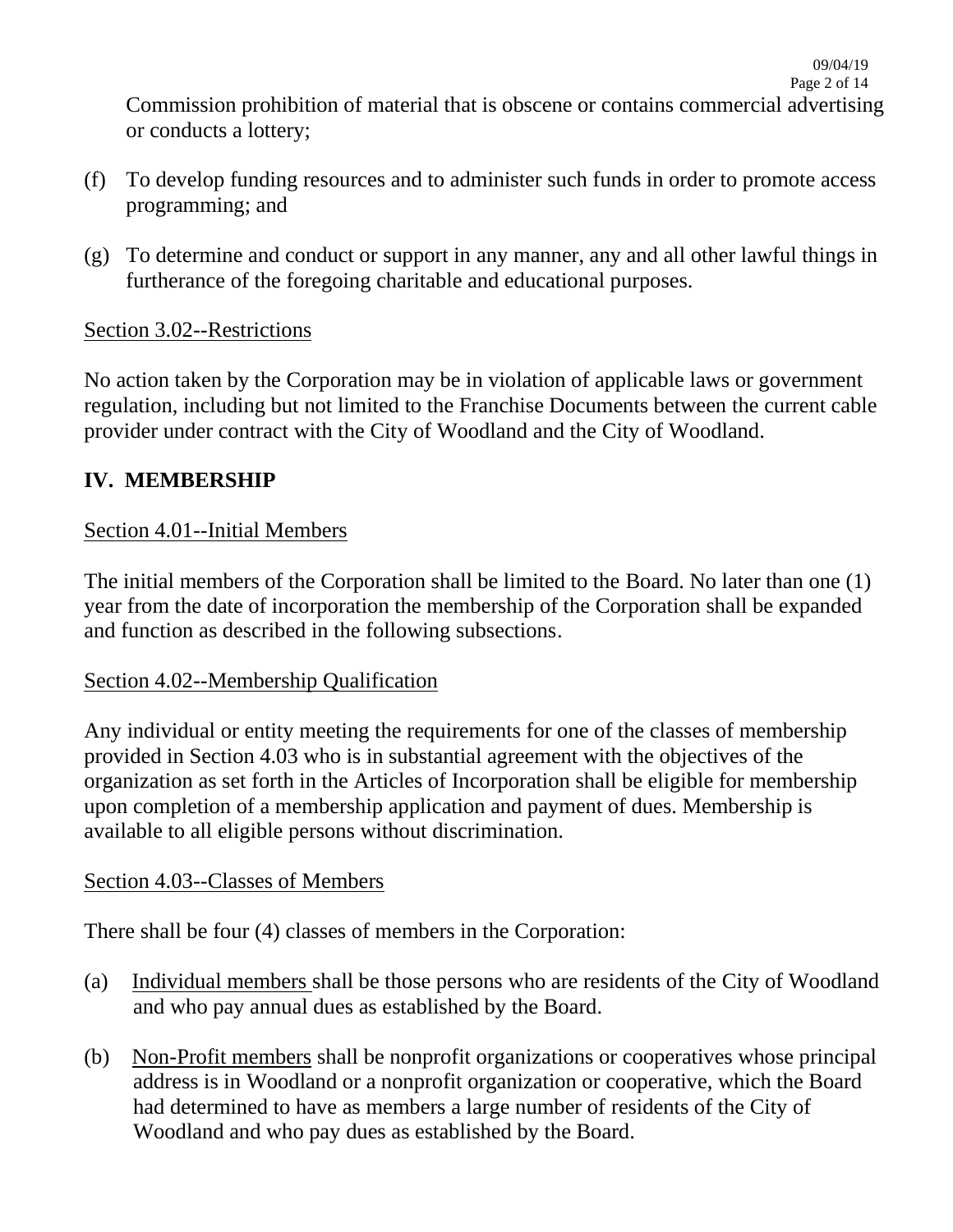Commission prohibition of material that is obscene or contains commercial advertising or conducts a lottery;

(f) To develop funding resources and to administer such funds in order to promote access programming; and

(g) To determine and conduct or support in any manner, any and all other lawful things in furtherance of the foregoing charitable and educational purposes.

Section 3.02--Restrictions

No action taken by the Corporation may be in violation of applicable laws or government regulation, including but not limited to the Franchise Documents between the current cable provider under contract with the City of Woodland and the City of Woodland.

## IV. MEMBERSHIP

Section 4.01--Initial Members

The initial members of the Corporation shall be limited to the Board. No later than one (1) year from the date of incorporation the membership of the Corporation shall be expanded and function as described in the following subsections.

Section 4.02--Membership Qualification

Any individual or entity meeting the requirements for one of the classes of membership provided in Section 4.03 who is in substantial agreement with the objectives of the organization as set forth in the Articles of Incorporation shall be eligible for membership upon completion of a membership application and payment of dues. Membership is available to all eligible persons without discrimination.

Section 4.03--Classes of Members

There shall be four (4) classes of members in the Corporation:

(a) Individual members shall be those persons who are residents of the City of Woodland and who pay annual dues as established by the Board.

(b) Non-Profit members shall be nonprofit organizations or cooperatives whose principal address is in Woodland or a nonprofit organization or cooperative, which the Board had determined to have as members a large number of residents of the City of Woodland and who pay dues as established by the Board.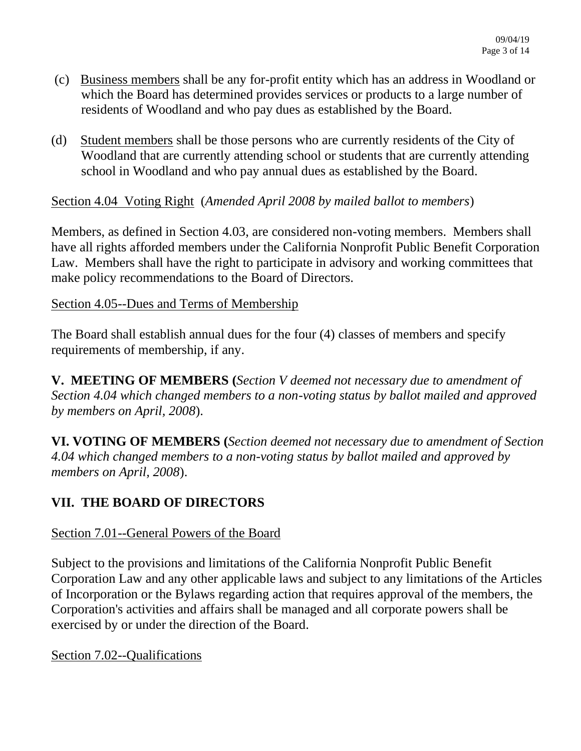(c) Business members shall be any for-profit entity which has an address in Woodland or which the Board has determined provides services or products to a large number of residents of Woodland and who pay dues as established by the Board.

(d) Student members shall be those persons who are currently residents of the City of Woodland that are currently attending school or students that are currently attending school in Woodland and who pay annual dues as established by the Board.

Section 4.04 Voting Right (*Amended April 2008 by mailed ballot to members*)

Members, as defined in Section 4.03, are considered non-voting members. Members shall have all rights afforded members under the California Nonprofit Public Benefit Corporation Law. Members shall have the right to participate in advisory and working committees that make policy recommendations to the Board of Directors.

Section 4.05--Dues and Terms of Membership

The Board shall establish annual dues for the four (4) classes of members and specify requirements of membership, if any.

**V. MEETING OF MEMBERS (***Section V deemed not necessary due to amendment of Section 4.04 which changed members to a non-voting status by ballot mailed and approved by members on April, 2008*).

**VI. VOTING OF MEMBERS (***Section deemed not necessary due to amendment of Section 4.04 which changed members to a non-voting status by ballot mailed and approved by members on April, 2008*).

## VII. THE BOARD OF DIRECTORS

Section 7.01--General Powers of the Board

Subject to the provisions and limitations of the California Nonprofit Public Benefit Corporation Law and any other applicable laws and subject to any limitations of the Articles of Incorporation or the Bylaws regarding action that requires approval of the members, the Corporation's activities and affairs shall be managed and all corporate powers shall be exercised by or under the direction of the Board.

Section 7.02--Qualifications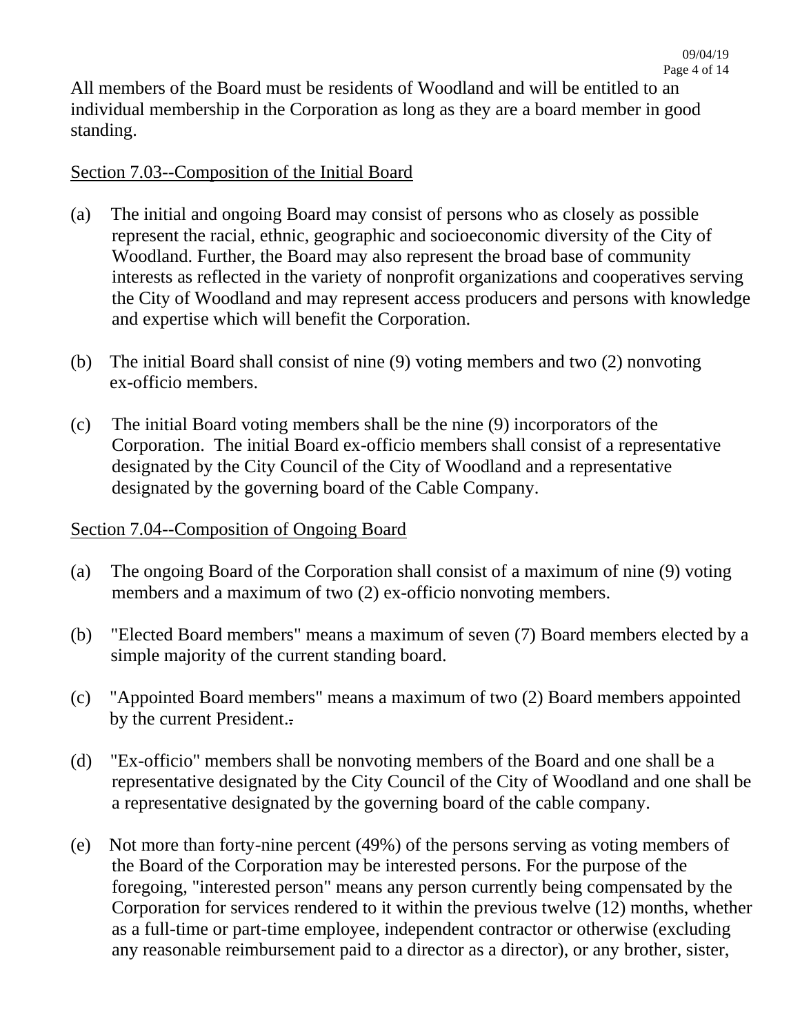All members of the Board must be residents of Woodland and will be entitled to an individual membership in the Corporation as long as they are a board member in good standing.

Section 7.03--Composition of the Initial Board

(a) The initial and ongoing Board may consist of persons who as closely as possible represent the racial, ethnic, geographic and socioeconomic diversity of the City of Woodland. Further, the Board may also represent the broad base of community interests as reflected in the variety of nonprofit organizations and cooperatives serving the City of Woodland and may represent access producers and persons with knowledge and expertise which will benefit the Corporation.

(b) The initial Board shall consist of nine (9) voting members and two (2) nonvoting ex-officio members.

(c) The initial Board voting members shall be the nine (9) incorporators of the Corporation. The initial Board ex-officio members shall consist of a representative designated by the City Council of the City of Woodland and a representative designated by the governing board of the Cable Company.

Section 7.04--Composition of Ongoing Board

(a) The ongoing Board of the Corporation shall consist of a maximum of nine (9) voting members and a maximum of two (2) ex-officio nonvoting members.

(b) "Elected Board members" means a maximum of seven (7) Board members elected by a simple majority of the current standing board.

(c) "Appointed Board members" means a maximum of two (2) Board members appointed by the current President.

(d) "Ex-officio" members shall be nonvoting members of the Board and one shall be a representative designated by the City Council of the City of Woodland and one shall be a representative designated by the governing board of the cable company.

(e) Not more than forty-nine percent (49%) of the persons serving as voting members of the Board of the Corporation may be interested persons. For the purpose of the foregoing, "interested person" means any person currently being compensated by the Corporation for services rendered to it within the previous twelve (12) months, whether as a full-time or part-time employee, independent contractor or otherwise (excluding any reasonable reimbursement paid to a director as a director), or any brother, sister,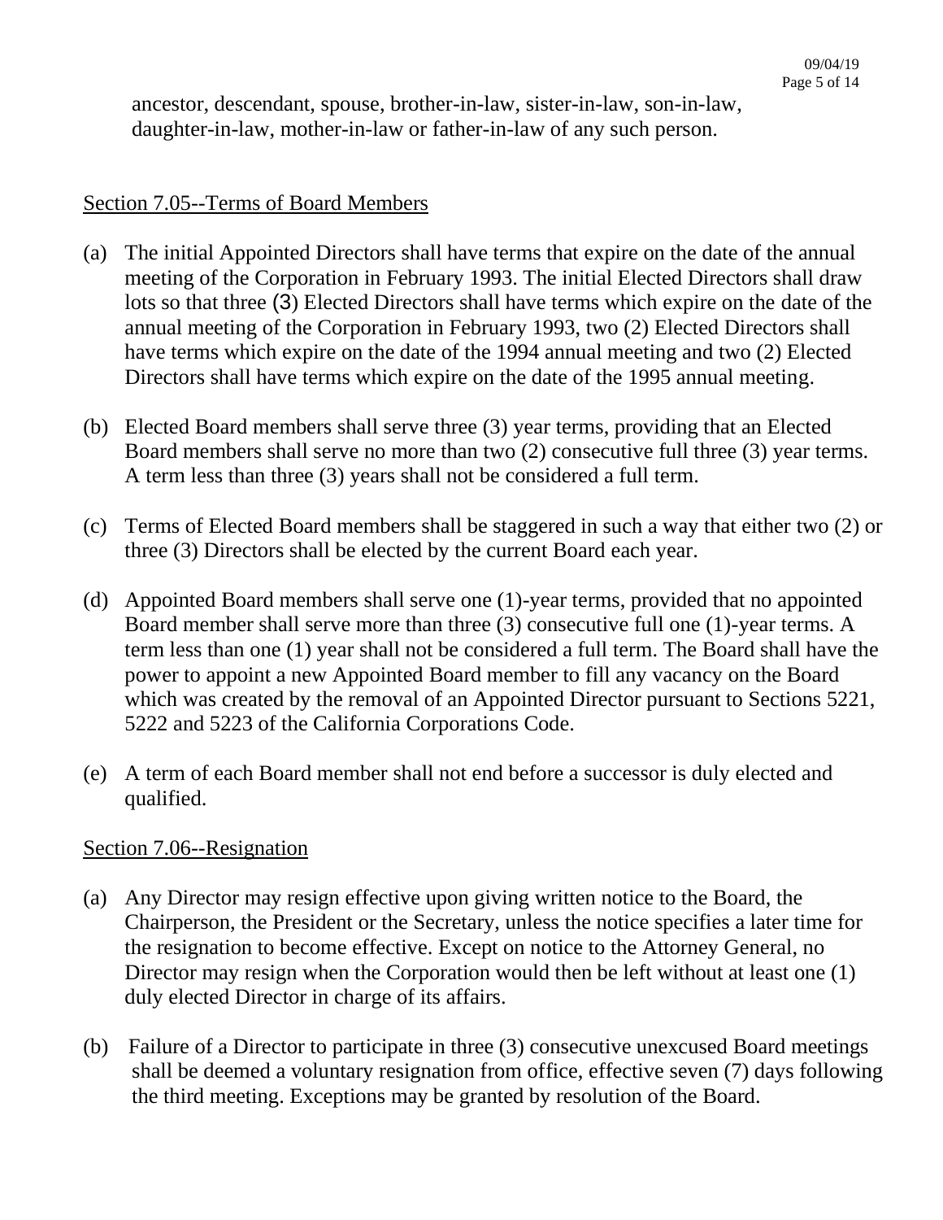ancestor, descendant, spouse, brother-in-law, sister-in-law, son-in-law, daughter-in-law, mother-in-law or father-in-law of any such person.

Section 7.05--Terms of Board Members

(a) The initial Appointed Directors shall have terms that expire on the date of the annual meeting of the Corporation in February 1993. The initial Elected Directors shall draw lots so that three (3) Elected Directors shall have terms which expire on the date of the annual meeting of the Corporation in February 1993, two (2) Elected Directors shall have terms which expire on the date of the 1994 annual meeting and two (2) Elected Directors shall have terms which expire on the date of the 1995 annual meeting.

(b) Elected Board members shall serve three (3) year terms, providing that an Elected Board members shall serve no more than two (2) consecutive full three (3) year terms. A term less than three (3) years shall not be considered a full term.

(c) Terms of Elected Board members shall be staggered in such a way that either two (2) or three (3) Directors shall be elected by the current Board each year.

(d) Appointed Board members shall serve one (1)-year terms, provided that no appointed Board member shall serve more than three (3) consecutive full one (1)-year terms. A term less than one (1) year shall not be considered a full term. The Board shall have the power to appoint a new Appointed Board member to fill any vacancy on the Board which was created by the removal of an Appointed Director pursuant to Sections 5221, 5222 and 5223 of the California Corporations Code.

(e) A term of each Board member shall not end before a successor is duly elected and qualified.

Section 7.06--Resignation

(a) Any Director may resign effective upon giving written notice to the Board, the Chairperson, the President or the Secretary, unless the notice specifies a later time for the resignation to become effective. Except on notice to the Attorney General, no Director may resign when the Corporation would then be left without at least one (1) duly elected Director in charge of its affairs.

(b) Failure of a Director to participate in three (3) consecutive unexcused Board meetings shall be deemed a voluntary resignation from office, effective seven (7) days following the third meeting. Exceptions may be granted by resolution of the Board.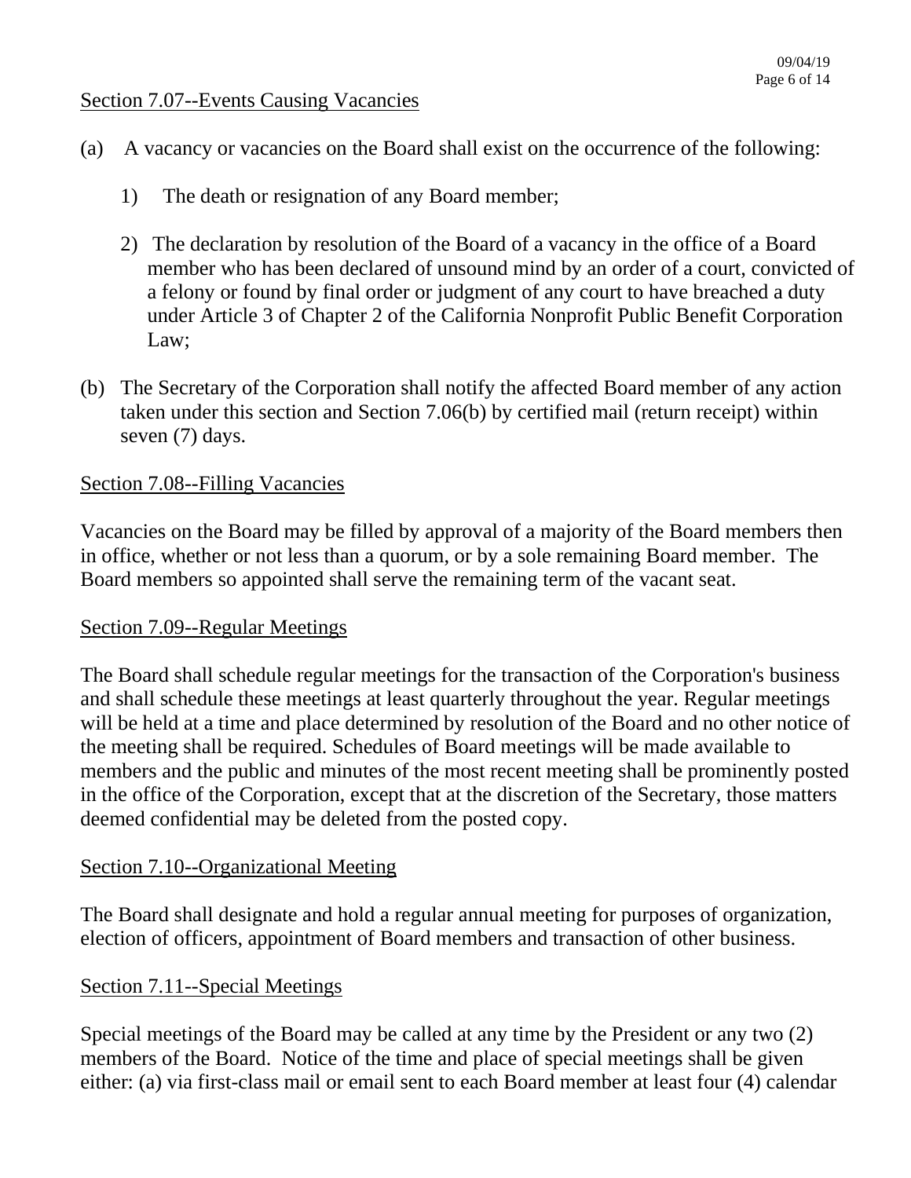Section 7.07--Events Causing Vacancies

(a) A vacancy or vacancies on the Board shall exist on the occurrence of the following:

1) The death or resignation of any Board member;

2) The declaration by resolution of the Board of a vacancy in the office of a Board member who has been declared of unsound mind by an order of a court, convicted of a felony or found by final order or judgment of any court to have breached a duty under Article 3 of Chapter 2 of the California Nonprofit Public Benefit Corporation Law;

(b) The Secretary of the Corporation shall notify the affected Board member of any action taken under this section and Section 7.06(b) by certified mail (return receipt) within seven (7) days.

Section 7.08--Filling Vacancies

Vacancies on the Board may be filled by approval of a majority of the Board members then in office, whether or not less than a quorum, or by a sole remaining Board member. The Board members so appointed shall serve the remaining term of the vacant seat.

Section 7.09--Regular Meetings

The Board shall schedule regular meetings for the transaction of the Corporation's business and shall schedule these meetings at least quarterly throughout the year. Regular meetings will be held at a time and place determined by resolution of the Board and no other notice of the meeting shall be required. Schedules of Board meetings will be made available to members and the public and minutes of the most recent meeting shall be prominently posted in the office of the Corporation, except that at the discretion of the Secretary, those matters deemed confidential may be deleted from the posted copy.

Section 7.10--Organizational Meeting

The Board shall designate and hold a regular annual meeting for purposes of organization, election of officers, appointment of Board members and transaction of other business.

Section 7.11--Special Meetings

Special meetings of the Board may be called at any time by the President or any two (2) members of the Board. Notice of the time and place of special meetings shall be given either: (a) via first-class mail or email sent to each Board member at least four (4) calendar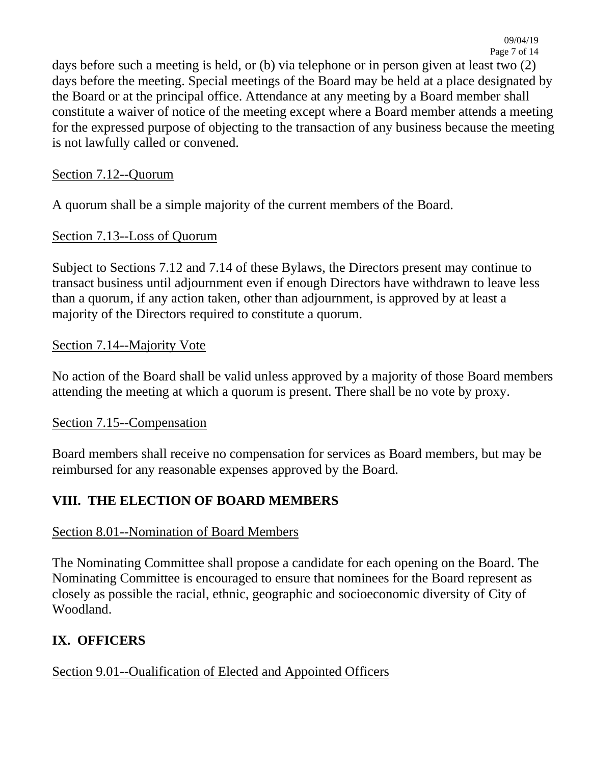days before such a meeting is held, or (b) via telephone or in person given at least two (2) days before the meeting. Special meetings of the Board may be held at a place designated by the Board or at the principal office. Attendance at any meeting by a Board member shall constitute a waiver of notice of the meeting except where a Board member attends a meeting for the expressed purpose of objecting to the transaction of any business because the meeting is not lawfully called or convened.

Section 7.12--Quorum

A quorum shall be a simple majority of the current members of the Board.

Section 7.13--Loss of Quorum

Subject to Sections 7.12 and 7.14 of these Bylaws, the Directors present may continue to transact business until adjournment even if enough Directors have withdrawn to leave less than a quorum, if any action taken, other than adjournment, is approved by at least a majority of the Directors required to constitute a quorum.

Section 7.14--Majority Vote

No action of the Board shall be valid unless approved by a majority of those Board members attending the meeting at which a quorum is present. There shall be no vote by proxy.

Section 7.15--Compensation

Board members shall receive no compensation for services as Board members, but may be reimbursed for any reasonable expenses approved by the Board.

## VIII. THE ELECTION OF BOARD MEMBERS

Section 8.01--Nomination of Board Members

The Nominating Committee shall propose a candidate for each opening on the Board. The Nominating Committee is encouraged to ensure that nominees for the Board represent as closely as possible the racial, ethnic, geographic and socioeconomic diversity of City of Woodland.

## IX. OFFICERS

Section 9.01--Qualification of Elected and Appointed Officers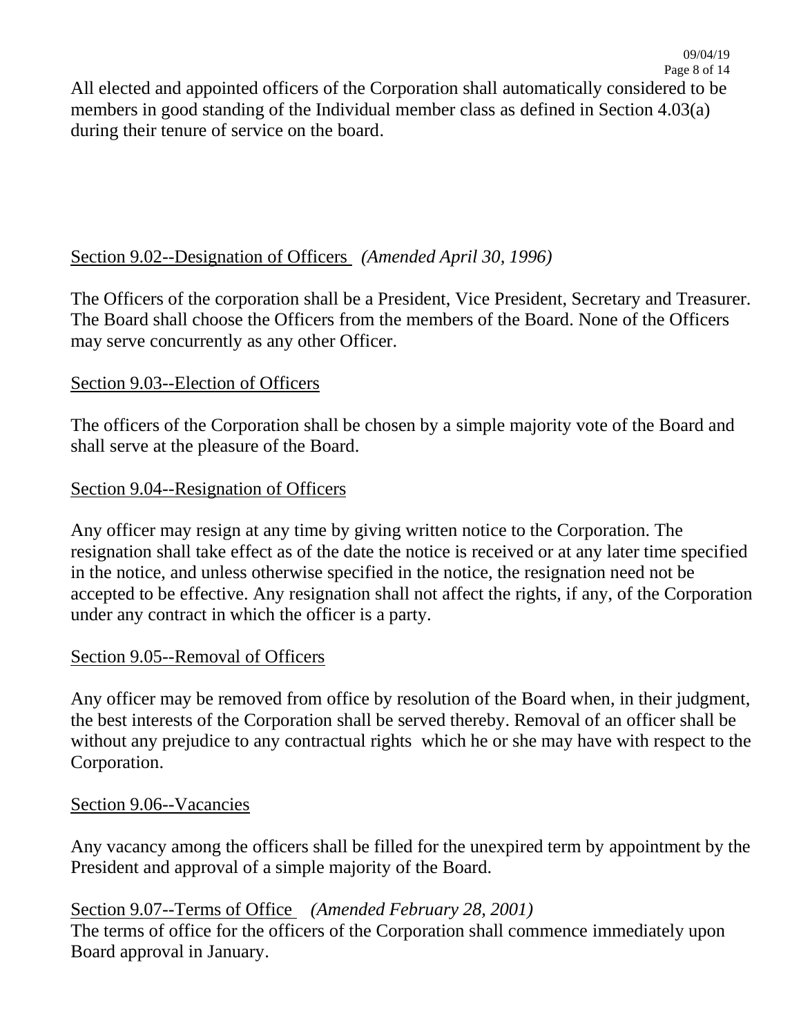All elected and appointed officers of the Corporation shall automatically considered to be members in good standing of the Individual member class as defined in Section 4.03(a) during their tenure of service on the board.

## Section 9.02--Designation of Officers *(Amended April 30, 1996)*

The Officers of the corporation shall be a President, Vice President, Secretary and Treasurer. The Board shall choose the Officers from the members of the Board. None of the Officers may serve concurrently as any other Officer.

## Section 9.03--Election of Officers

The officers of the Corporation shall be chosen by a simple majority vote of the Board and shall serve at the pleasure of the Board.

## Section 9.04--Resignation of Officers

Any officer may resign at any time by giving written notice to the Corporation. The resignation shall take effect as of the date the notice is received or at any later time specified in the notice, and unless otherwise specified in the notice, the resignation need not be accepted to be effective. Any resignation shall not affect the rights, if any, of the Corporation under any contract in which the officer is a party.

## Section 9.05--Removal of Officers

Any officer may be removed from office by resolution of the Board when, in their judgment, the best interests of the Corporation shall be served thereby. Removal of an officer shall be without any prejudice to any contractual rights which he or she may have with respect to the Corporation.

## Section 9.06--Vacancies

Any vacancy among the officers shall be filled for the unexpired term by appointment by the President and approval of a simple majority of the Board.

## Section 9.07--Terms of Office *(Amended February 28, 2001)*

The terms of office for the officers of the Corporation shall commence immediately upon Board approval in January.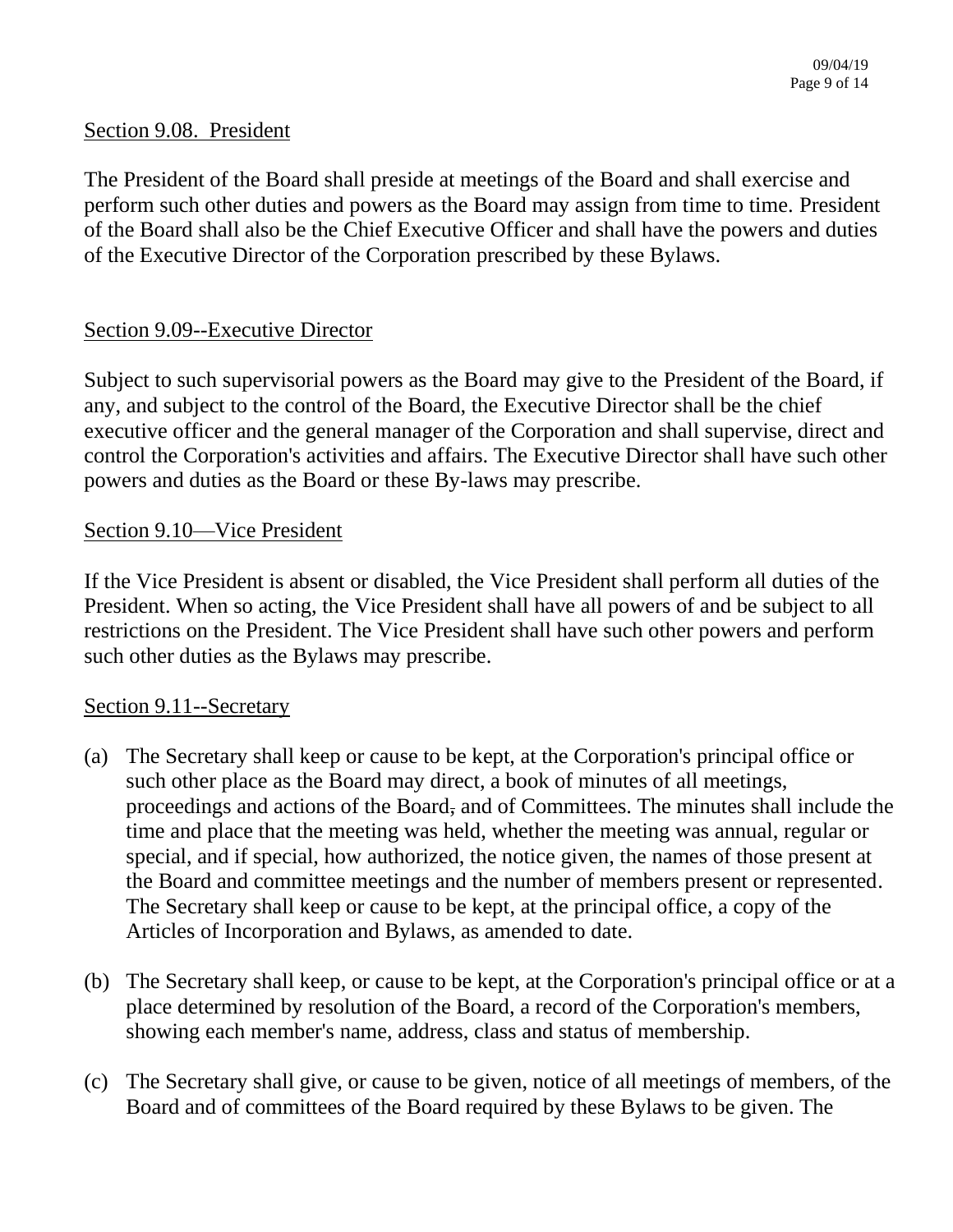Section 9.08. President

The President of the Board shall preside at meetings of the Board and shall exercise and perform such other duties and powers as the Board may assign from time to time. President of the Board shall also be the Chief Executive Officer and shall have the powers and duties of the Executive Director of the Corporation prescribed by these Bylaws.

Section 9.09--Executive Director

Subject to such supervisorial powers as the Board may give to the President of the Board, if any, and subject to the control of the Board, the Executive Director shall be the chief executive officer and the general manager of the Corporation and shall supervise, direct and control the Corporation's activities and affairs. The Executive Director shall have such other powers and duties as the Board or these By-laws may prescribe.

Section 9.10—Vice President

If the Vice President is absent or disabled, the Vice President shall perform all duties of the President. When so acting, the Vice President shall have all powers of and be subject to all restrictions on the President. The Vice President shall have such other powers and perform such other duties as the Bylaws may prescribe.

Section 9.11--Secretary

(a) The Secretary shall keep or cause to be kept, at the Corporation's principal office or such other place as the Board may direct, a book of minutes of all meetings, proceedings and actions of the Board, and of Committees. The minutes shall include the time and place that the meeting was held, whether the meeting was annual, regular or special, and if special, how authorized, the notice given, the names of those present at the Board and committee meetings and the number of members present or represented. The Secretary shall keep or cause to be kept, at the principal office, a copy of the Articles of Incorporation and Bylaws, as amended to date.

(b) The Secretary shall keep, or cause to be kept, at the Corporation's principal office or at a place determined by resolution of the Board, a record of the Corporation's members, showing each member's name, address, class and status of membership.

(c) The Secretary shall give, or cause to be given, notice of all meetings of members, of the Board and of committees of the Board required by these Bylaws to be given. The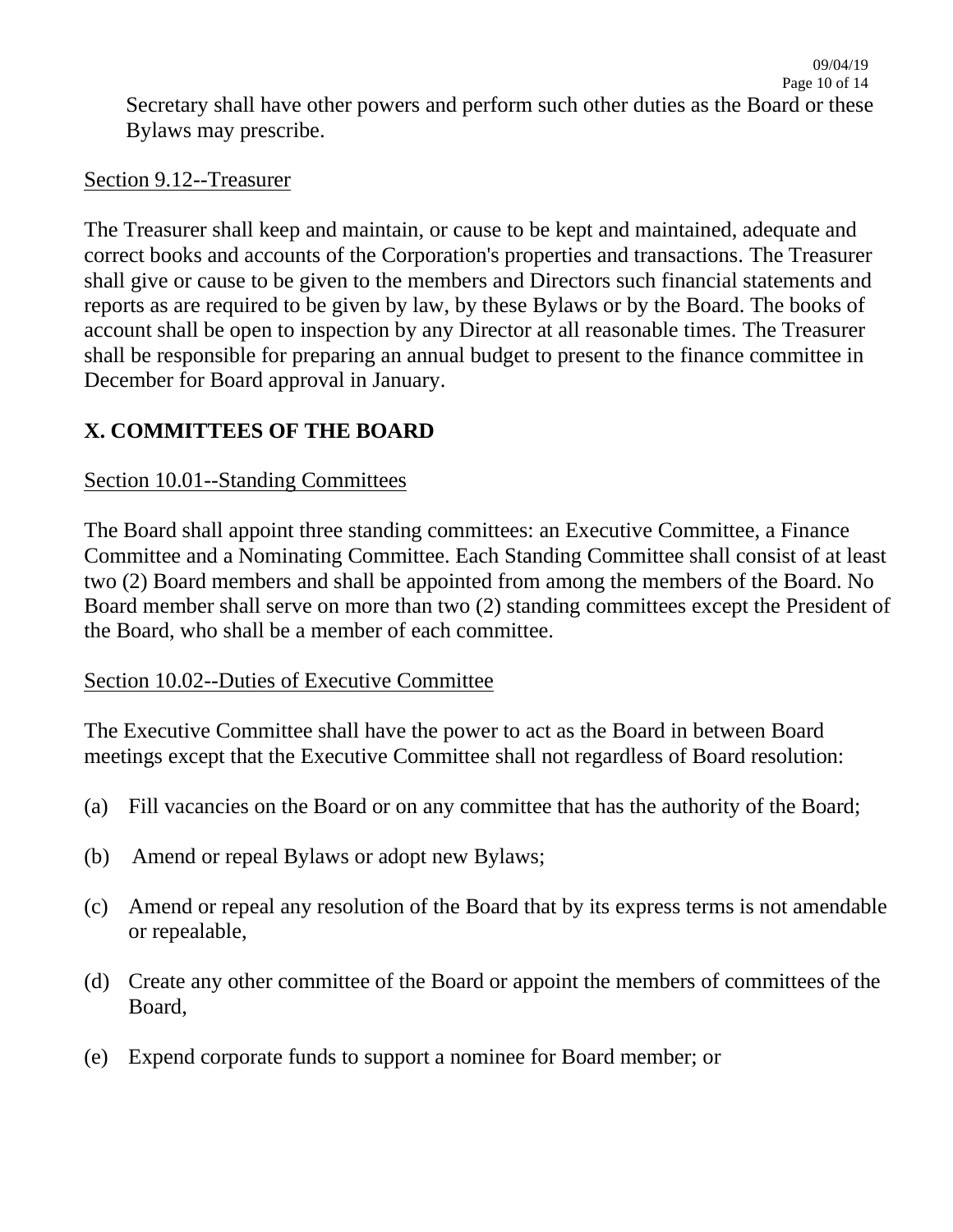Secretary shall have other powers and perform such other duties as the Board or these Bylaws may prescribe.

Section 9.12--Treasurer

The Treasurer shall keep and maintain, or cause to be kept and maintained, adequate and correct books and accounts of the Corporation's properties and transactions. The Treasurer shall give or cause to be given to the members and Directors such financial statements and reports as are required to be given by law, by these Bylaws or by the Board. The books of account shall be open to inspection by any Director at all reasonable times. The Treasurer shall be responsible for preparing an annual budget to present to the finance committee in December for Board approval in January.

## X. COMMITTEES OF THE BOARD

Section 10.01--Standing Committees

The Board shall appoint three standing committees: an Executive Committee, a Finance Committee and a Nominating Committee. Each Standing Committee shall consist of at least two (2) Board members and shall be appointed from among the members of the Board. No Board member shall serve on more than two (2) standing committees except the President of the Board, who shall be a member of each committee.

Section 10.02--Duties of Executive Committee

The Executive Committee shall have the power to act as the Board in between Board meetings except that the Executive Committee shall not regardless of Board resolution:

(a) Fill vacancies on the Board or on any committee that has the authority of the Board;

(b) Amend or repeal Bylaws or adopt new Bylaws;

(c) Amend or repeal any resolution of the Board that by its express terms is not amendable or repealable,

(d) Create any other committee of the Board or appoint the members of committees of the Board,

(e) Expend corporate funds to support a nominee for Board member; or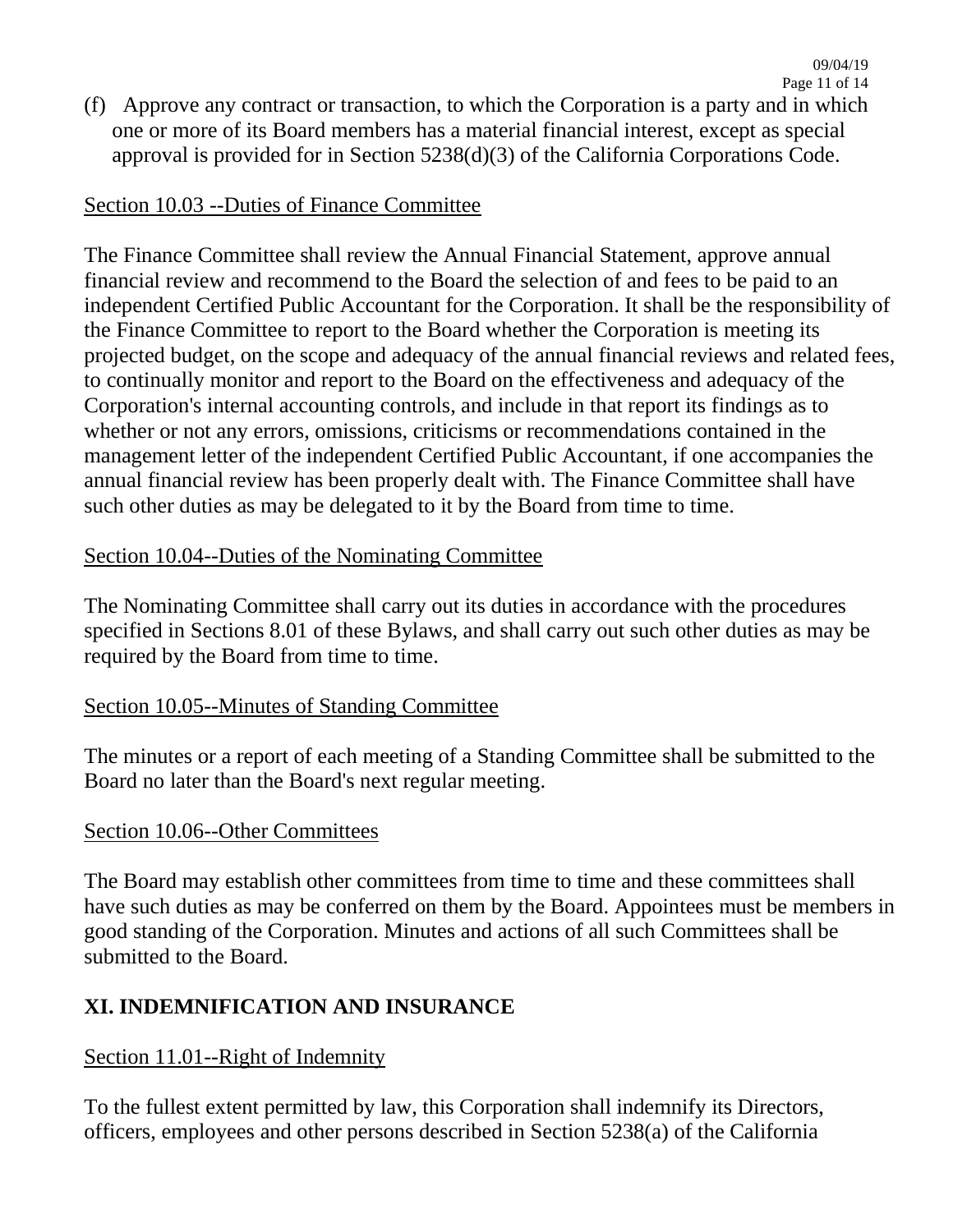(f) Approve any contract or transaction, to which the Corporation is a party and in which one or more of its Board members has a material financial interest, except as special approval is provided for in Section 5238(d)(3) of the California Corporations Code.

Section 10.03 --Duties of Finance Committee

The Finance Committee shall review the Annual Financial Statement, approve annual financial review and recommend to the Board the selection of and fees to be paid to an independent Certified Public Accountant for the Corporation. It shall be the responsibility of the Finance Committee to report to the Board whether the Corporation is meeting its projected budget, on the scope and adequacy of the annual financial reviews and related fees, to continually monitor and report to the Board on the effectiveness and adequacy of the Corporation's internal accounting controls, and include in that report its findings as to whether or not any errors, omissions, criticisms or recommendations contained in the management letter of the independent Certified Public Accountant, if one accompanies the annual financial review has been properly dealt with. The Finance Committee shall have such other duties as may be delegated to it by the Board from time to time.

Section 10.04--Duties of the Nominating Committee

The Nominating Committee shall carry out its duties in accordance with the procedures specified in Sections 8.01 of these Bylaws, and shall carry out such other duties as may be required by the Board from time to time.

Section 10.05--Minutes of Standing Committee

The minutes or a report of each meeting of a Standing Committee shall be submitted to the Board no later than the Board's next regular meeting.

Section 10.06--Other Committees

The Board may establish other committees from time to time and these committees shall have such duties as may be conferred on them by the Board. Appointees must be members in good standing of the Corporation. Minutes and actions of all such Committees shall be submitted to the Board.

## XI. INDEMNIFICATION AND INSURANCE

Section 11.01--Right of Indemnity

To the fullest extent permitted by law, this Corporation shall indemnify its Directors, officers, employees and other persons described in Section 5238(a) of the California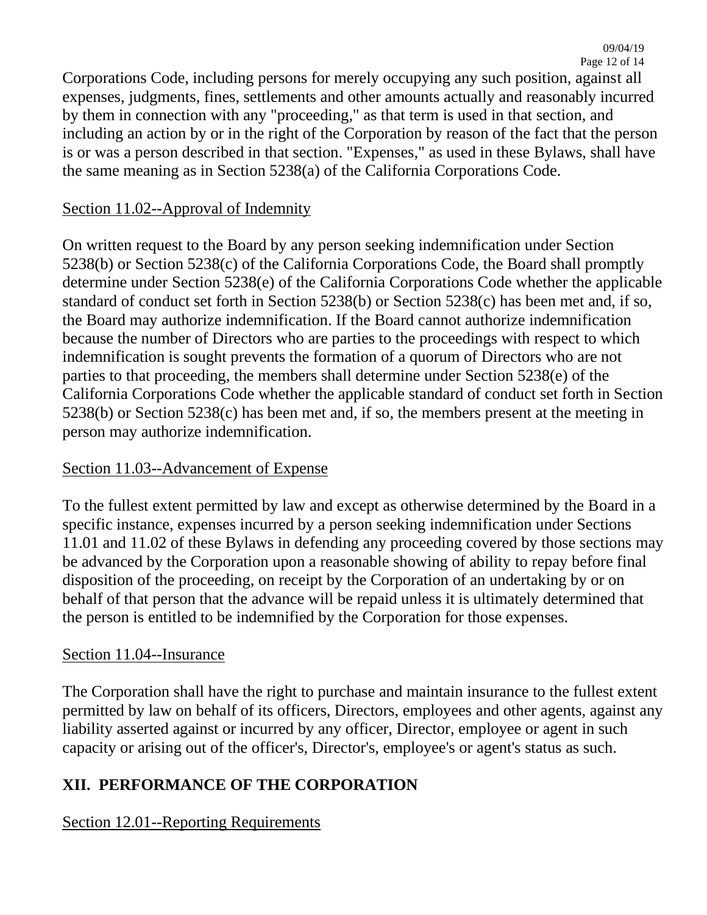Corporations Code, including persons for merely occupying any such position, against all expenses, judgments, fines, settlements and other amounts actually and reasonably incurred by them in connection with any "proceeding," as that term is used in that section, and including an action by or in the right of the Corporation by reason of the fact that the person is or was a person described in that section. "Expenses," as used in these Bylaws, shall have the same meaning as in Section 5238(a) of the California Corporations Code.

Section 11.02--Approval of Indemnity

On written request to the Board by any person seeking indemnification under Section 5238(b) or Section 5238(c) of the California Corporations Code, the Board shall promptly determine under Section 5238(e) of the California Corporations Code whether the applicable standard of conduct set forth in Section 5238(b) or Section 5238(c) has been met and, if so, the Board may authorize indemnification. If the Board cannot authorize indemnification because the number of Directors who are parties to the proceedings with respect to which indemnification is sought prevents the formation of a quorum of Directors who are not parties to that proceeding, the members shall determine under Section 5238(e) of the California Corporations Code whether the applicable standard of conduct set forth in Section 5238(b) or Section 5238(c) has been met and, if so, the members present at the meeting in person may authorize indemnification.

Section 11.03--Advancement of Expense

To the fullest extent permitted by law and except as otherwise determined by the Board in a specific instance, expenses incurred by a person seeking indemnification under Sections 11.01 and 11.02 of these Bylaws in defending any proceeding covered by those sections may be advanced by the Corporation upon a reasonable showing of ability to repay before final disposition of the proceeding, on receipt by the Corporation of an undertaking by or on behalf of that person that the advance will be repaid unless it is ultimately determined that the person is entitled to be indemnified by the Corporation for those expenses.

Section 11.04--Insurance

The Corporation shall have the right to purchase and maintain insurance to the fullest extent permitted by law on behalf of its officers, Directors, employees and other agents, against any liability asserted against or incurred by any officer, Director, employee or agent in such capacity or arising out of the officer's, Director's, employee's or agent's status as such.

## XII. PERFORMANCE OF THE CORPORATION

Section 12.01--Reporting Requirements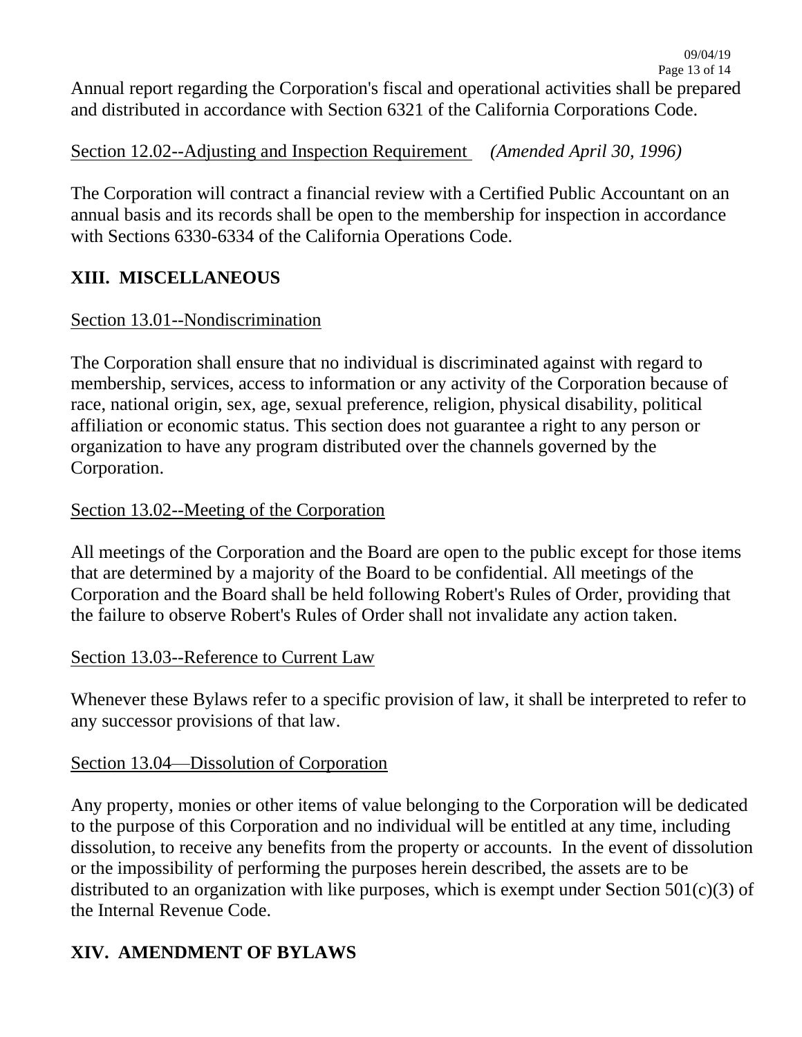Annual report regarding the Corporation's fiscal and operational activities shall be prepared and distributed in accordance with Section 6321 of the California Corporations Code.

Section 12.02--Adjusting and Inspection Requirement *(Amended April 30, 1996)*

The Corporation will contract a financial review with a Certified Public Accountant on an annual basis and its records shall be open to the membership for inspection in accordance with Sections 6330-6334 of the California Operations Code.

## XIII. MISCELLANEOUS

Section 13.01--Nondiscrimination

The Corporation shall ensure that no individual is discriminated against with regard to membership, services, access to information or any activity of the Corporation because of race, national origin, sex, age, sexual preference, religion, physical disability, political affiliation or economic status. This section does not guarantee a right to any person or organization to have any program distributed over the channels governed by the Corporation.

Section 13.02--Meeting of the Corporation

All meetings of the Corporation and the Board are open to the public except for those items that are determined by a majority of the Board to be confidential. All meetings of the Corporation and the Board shall be held following Robert's Rules of Order, providing that the failure to observe Robert's Rules of Order shall not invalidate any action taken.

Section 13.03--Reference to Current Law

Whenever these Bylaws refer to a specific provision of law, it shall be interpreted to refer to any successor provisions of that law.

Section 13.04—Dissolution of Corporation

Any property, monies or other items of value belonging to the Corporation will be dedicated to the purpose of this Corporation and no individual will be entitled at any time, including dissolution, to receive any benefits from the property or accounts. In the event of dissolution or the impossibility of performing the purposes herein described, the assets are to be distributed to an organization with like purposes, which is exempt under Section 501(c)(3) of the Internal Revenue Code.

## XIV. AMENDMENT OF BYLAWS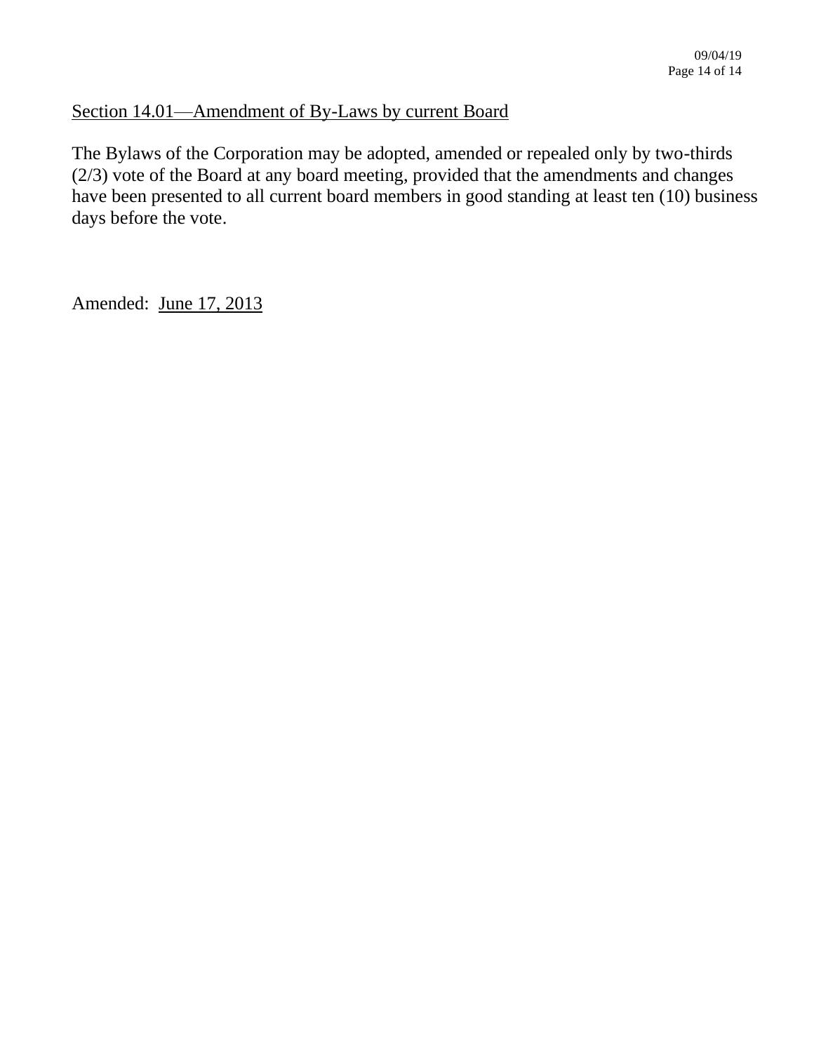Section 14.01—Amendment of By-Laws by current Board

The Bylaws of the Corporation may be adopted, amended or repealed only by two-thirds (2/3) vote of the Board at any board meeting, provided that the amendments and changes have been presented to all current board members in good standing at least ten (10) business days before the vote.

Amended: June 17, 2013